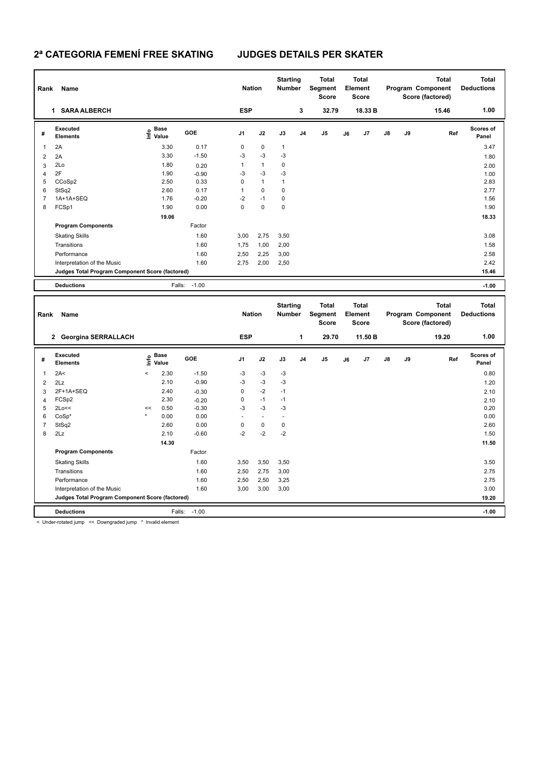# 2ª CATEGORIA FEMENÍ FREE SKATING JUDGES DETAILS PER SKATER

| Rank | Name | Nation | Starting Number | Total Segment Score | Total Element Score | Total Program Component Score (factored) | Total Deductions |
|---|---|---|---|---|---|---|---|
| 1 | SARA ALBERCH | ESP | 3 | 32.79 | 18.33 B | 15.46 | 1.00 |

| # | Executed Elements | Info | Base Value | GOE | J1 | J2 | J3 | J4 | J5 | J6 | J7 | J8 | J9 | Ref | Scores of Panel |
|---|---|---|---|---|---|---|---|---|---|---|---|---|---|---|---|
| 1 | 2A | | 3.30 | 0.17 | 0 | 0 | 1 | | | | | | | | 3.47 |
| 2 | 2A | | 3.30 | -1.50 | -3 | -3 | -3 | | | | | | | | 1.80 |
| 3 | 2Lo | | 1.80 | 0.20 | 1 | 1 | 0 | | | | | | | | 2.00 |
| 4 | 2F | | 1.90 | -0.90 | -3 | -3 | -3 | | | | | | | | 1.00 |
| 5 | CCoSp2 | | 2.50 | 0.33 | 0 | 1 | 1 | | | | | | | | 2.83 |
| 6 | StSq2 | | 2.60 | 0.17 | 1 | 0 | 0 | | | | | | | | 2.77 |
| 7 | 1A+1A+SEQ | | 1.76 | -0.20 | -2 | -1 | 0 | | | | | | | | 1.56 |
| 8 | FCSp1 | | 1.90 | 0.00 | 0 | 0 | 0 | | | | | | | | 1.90 |
| | | | 19.06 | | | | | | | | | | | | 18.33 |
| | **Program Components** | | | Factor | | | | | | | | | | | |
| | Skating Skills | | | 1.60 | 3,00 | 2,75 | 3,50 | | | | | | | | 3.08 |
| | Transitions | | | 1.60 | 1,75 | 1,00 | 2,00 | | | | | | | | 1.58 |
| | Performance | | | 1.60 | 2,50 | 2,25 | 3,00 | | | | | | | | 2.58 |
| | Interpretation of the Music | | | 1.60 | 2,75 | 2,00 | 2,50 | | | | | | | | 2.42 |
| | **Judges Total Program Component Score (factored)** | | | | | | | | | | | | | | 15.46 |
| | **Deductions** | | Falls: | -1.00 | | | | | | | | | | | -1.00 |

| Rank | Name | Nation | Starting Number | Total Segment Score | Total Element Score | Total Program Component Score (factored) | Total Deductions |
|---|---|---|---|---|---|---|---|
| 2 | Georgina SERRALLACH | ESP | 1 | 29.70 | 11.50 B | 19.20 | 1.00 |

| # | Executed Elements | Info | Base Value | GOE | J1 | J2 | J3 | J4 | J5 | J6 | J7 | J8 | J9 | Ref | Scores of Panel |
|---|---|---|---|---|---|---|---|---|---|---|---|---|---|---|---|
| 1 | 2A< | < | 2.30 | -1.50 | -3 | -3 | -3 | | | | | | | | 0.80 |
| 2 | 2Lz | | 2.10 | -0.90 | -3 | -3 | -3 | | | | | | | | 1.20 |
| 3 | 2F+1A+SEQ | | 2.40 | -0.30 | 0 | -2 | -1 | | | | | | | | 2.10 |
| 4 | FCSp2 | | 2.30 | -0.20 | 0 | -1 | -1 | | | | | | | | 2.10 |
| 5 | 2Lo<< | << | 0.50 | -0.30 | -3 | -3 | -3 | | | | | | | | 0.20 |
| 6 | CoSp* | * | 0.00 | 0.00 | - | - | - | | | | | | | | 0.00 |
| 7 | StSq2 | | 2.60 | 0.00 | 0 | 0 | 0 | | | | | | | | 2.60 |
| 8 | 2Lz | | 2.10 | -0.60 | -2 | -2 | -2 | | | | | | | | 1.50 |
| | | | 14.30 | | | | | | | | | | | | 11.50 |
| | **Program Components** | | | Factor | | | | | | | | | | | |
| | Skating Skills | | | 1.60 | 3,50 | 3,50 | 3,50 | | | | | | | | 3.50 |
| | Transitions | | | 1.60 | 2,50 | 2,75 | 3,00 | | | | | | | | 2.75 |
| | Performance | | | 1.60 | 2,50 | 2,50 | 3,25 | | | | | | | | 2.75 |
| | Interpretation of the Music | | | 1.60 | 3,00 | 3,00 | 3,00 | | | | | | | | 3.00 |
| | **Judges Total Program Component Score (factored)** | | | | | | | | | | | | | | 19.20 |
| | **Deductions** | | Falls: | -1.00 | | | | | | | | | | | -1.00 |

< Under-rotated jump << Downgraded jump * Invalid element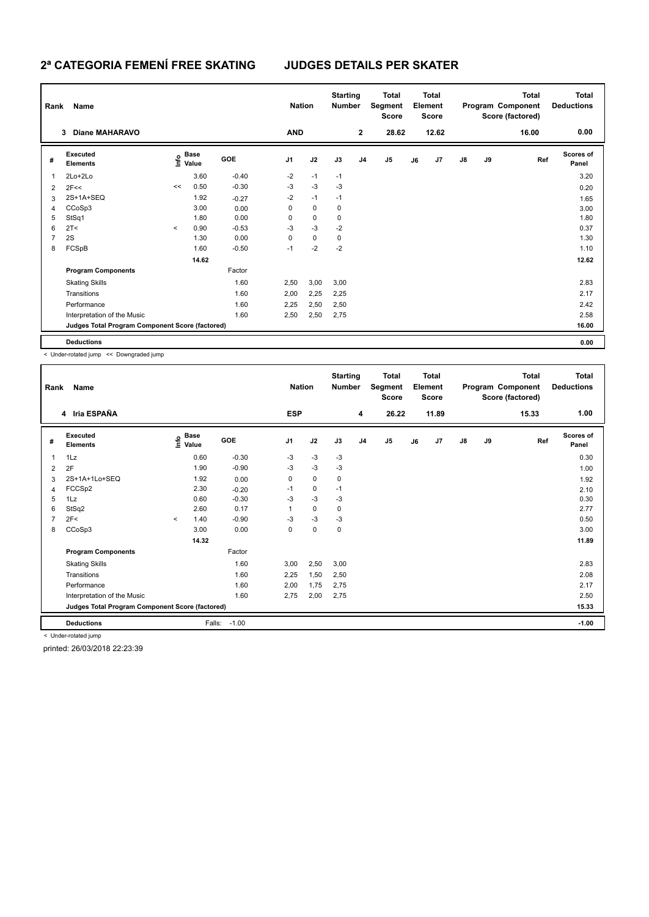# 2ª CATEGORIA FEMENÍ FREE SKATING JUDGES DETAILS PER SKATER

| Rank | Name | Nation | Starting Number | Total Segment Score | Total Element Score | Total Program Component Score (factored) | Total Deductions |
|---|---|---|---|---|---|---|---|
| 3 | Diane MAHARAVO | AND | 2 | 28.62 | 12.62 | 16.00 | 0.00 |

| # | Executed Elements | Info | Base Value | GOE | J1 | J2 | J3 | J4 | J5 | J6 | J7 | J8 | J9 | Ref | Scores of Panel |
|---|---|---|---|---|---|---|---|---|---|---|---|---|---|---|---|
| 1 | 2Lo+2Lo | | 3.60 | -0.40 | -2 | -1 | -1 | | | | | | | | 3.20 |
| 2 | 2F<< | << | 0.50 | -0.30 | -3 | -3 | -3 | | | | | | | | 0.20 |
| 3 | 2S+1A+SEQ | | 1.92 | -0.27 | -2 | -1 | -1 | | | | | | | | 1.65 |
| 4 | CCoSp3 | | 3.00 | 0.00 | 0 | 0 | 0 | | | | | | | | 3.00 |
| 5 | StSq1 | | 1.80 | 0.00 | 0 | 0 | 0 | | | | | | | | 1.80 |
| 6 | 2T< | < | 0.90 | -0.53 | -3 | -3 | -2 | | | | | | | | 0.37 |
| 7 | 2S | | 1.30 | 0.00 | 0 | 0 | 0 | | | | | | | | 1.30 |
| 8 | FCSpB | | 1.60 | -0.50 | -1 | -2 | -2 | | | | | | | | 1.10 |
| | | | 14.62 | | | | | | | | | | | | 12.62 |
| | **Program Components** | | | Factor | | | | | | | | | | | |
| | Skating Skills | | | 1.60 | 2,50 | 3,00 | 3,00 | | | | | | | | 2.83 |
| | Transitions | | | 1.60 | 2,00 | 2,25 | 2,25 | | | | | | | | 2.17 |
| | Performance | | | 1.60 | 2,25 | 2,50 | 2,50 | | | | | | | | 2.42 |
| | Interpretation of the Music | | | 1.60 | 2,50 | 2,50 | 2,75 | | | | | | | | 2.58 |
| | **Judges Total Program Component Score (factored)** | | | | | | | | | | | | | | 16.00 |
| | **Deductions** | | | | | | | | | | | | | | 0.00 |

< Under-rotated jump << Downgraded jump

| Rank | Name | Nation | Starting Number | Total Segment Score | Total Element Score | Total Program Component Score (factored) | Total Deductions |
|---|---|---|---|---|---|---|---|
| 4 | Iria ESPAÑA | ESP | 4 | 26.22 | 11.89 | 15.33 | 1.00 |

| # | Executed Elements | Info | Base Value | GOE | J1 | J2 | J3 | J4 | J5 | J6 | J7 | J8 | J9 | Ref | Scores of Panel |
|---|---|---|---|---|---|---|---|---|---|---|---|---|---|---|---|
| 1 | 1Lz | | 0.60 | -0.30 | -3 | -3 | -3 | | | | | | | | 0.30 |
| 2 | 2F | | 1.90 | -0.90 | -3 | -3 | -3 | | | | | | | | 1.00 |
| 3 | 2S+1A+1Lo+SEQ | | 1.92 | 0.00 | 0 | 0 | 0 | | | | | | | | 1.92 |
| 4 | FCCSp2 | | 2.30 | -0.20 | -1 | 0 | -1 | | | | | | | | 2.10 |
| 5 | 1Lz | | 0.60 | -0.30 | -3 | -3 | -3 | | | | | | | | 0.30 |
| 6 | StSq2 | | 2.60 | 0.17 | 1 | 0 | 0 | | | | | | | | 2.77 |
| 7 | 2F< | < | 1.40 | -0.90 | -3 | -3 | -3 | | | | | | | | 0.50 |
| 8 | CCoSp3 | | 3.00 | 0.00 | 0 | 0 | 0 | | | | | | | | 3.00 |
| | | | 14.32 | | | | | | | | | | | | 11.89 |
| | **Program Components** | | | Factor | | | | | | | | | | | |
| | Skating Skills | | | 1.60 | 3,00 | 2,50 | 3,00 | | | | | | | | 2.83 |
| | Transitions | | | 1.60 | 2,25 | 1,50 | 2,50 | | | | | | | | 2.08 |
| | Performance | | | 1.60 | 2,00 | 1,75 | 2,75 | | | | | | | | 2.17 |
| | Interpretation of the Music | | | 1.60 | 2,75 | 2,00 | 2,75 | | | | | | | | 2.50 |
| | **Judges Total Program Component Score (factored)** | | | | | | | | | | | | | | 15.33 |
| | **Deductions** | | Falls: | -1.00 | | | | | | | | | | | -1.00 |

< Under-rotated jump

printed: 26/03/2018 22:23:39